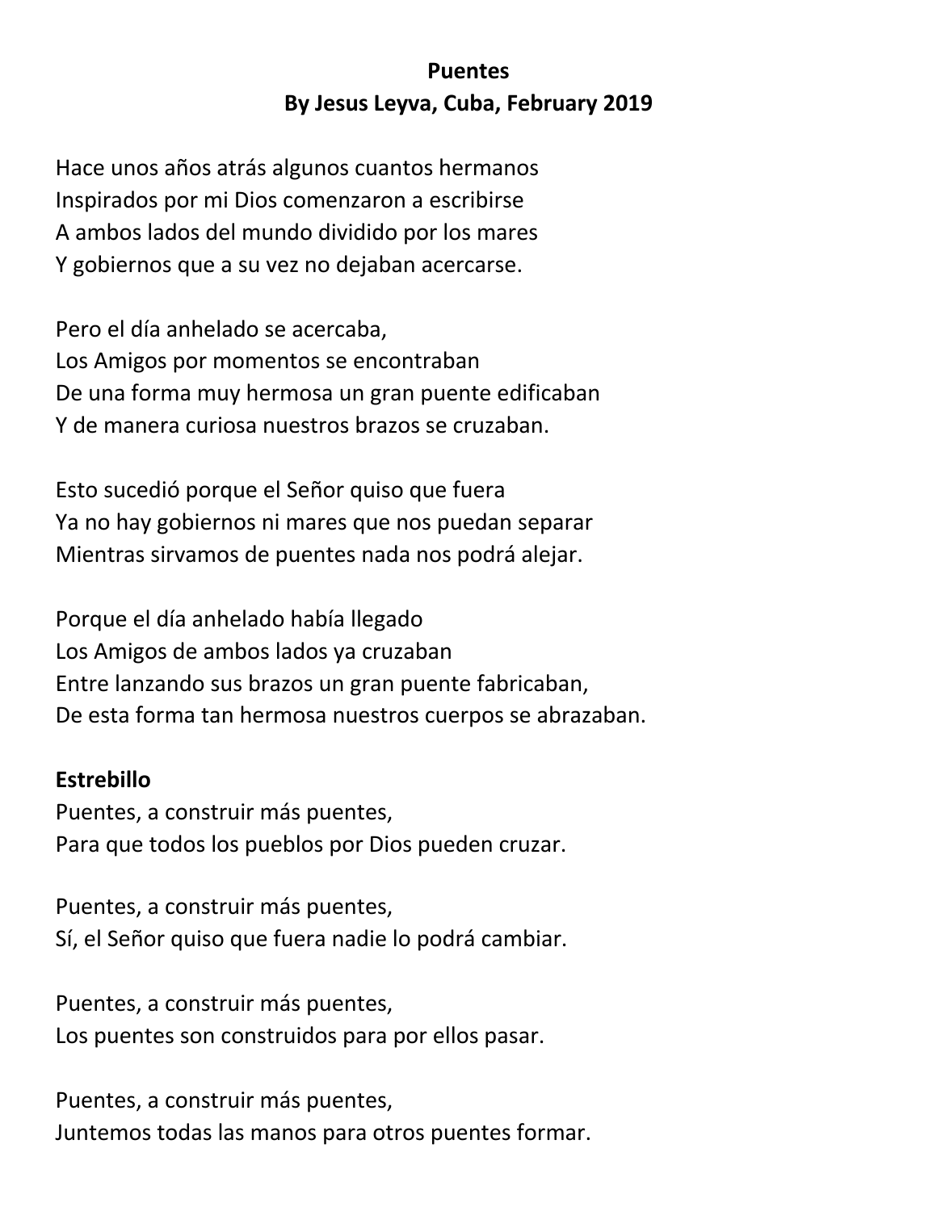**Puentes**

**By Jesus Leyva, Cuba, February 2019**

Hace unos años atrás algunos cuantos hermanos
Inspirados por mi Dios comenzaron a escribirse
A ambos lados del mundo dividido por los mares
Y gobiernos que a su vez no dejaban acercarse.

Pero el día anhelado se acercaba,
Los Amigos por momentos se encontraban
De una forma muy hermosa un gran puente edificaban
Y de manera curiosa nuestros brazos se cruzaban.

Esto sucedió porque el Señor quiso que fuera
Ya no hay gobiernos ni mares que nos puedan separar
Mientras sirvamos de puentes nada nos podrá alejar.

Porque el día anhelado había llegado
Los Amigos de ambos lados ya cruzaban
Entre lanzando sus brazos un gran puente fabricaban,
De esta forma tan hermosa nuestros cuerpos se abrazaban.

**Estrebillo**
Puentes, a construir más puentes,
Para que todos los pueblos por Dios pueden cruzar.

Puentes, a construir más puentes,
Sí, el Señor quiso que fuera nadie lo podrá cambiar.

Puentes, a construir más puentes,
Los puentes son construidos para por ellos pasar.

Puentes, a construir más puentes,
Juntemos todas las manos para otros puentes formar.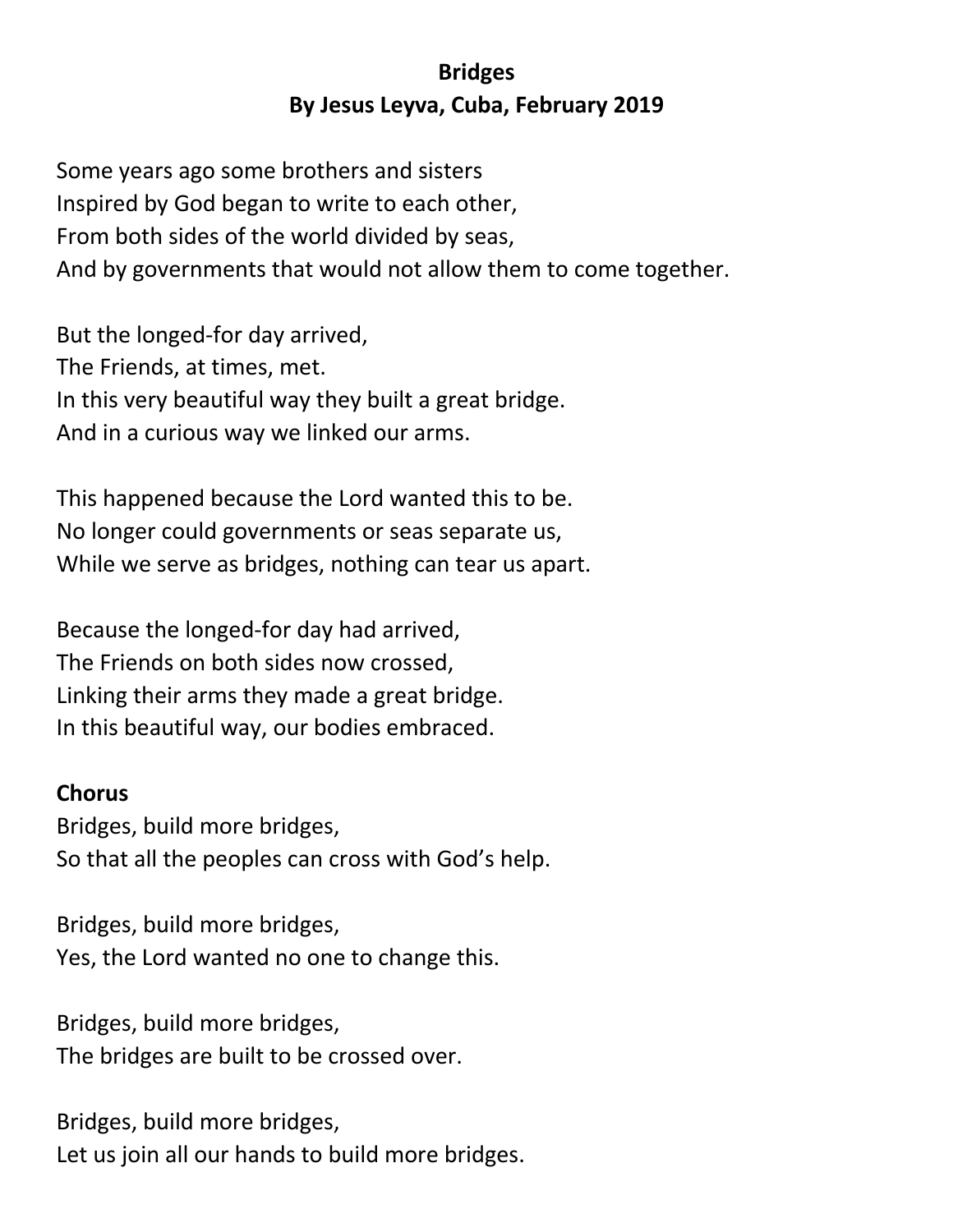**Bridges**
**By Jesus Leyva, Cuba, February 2019**

Some years ago some brothers and sisters
Inspired by God began to write to each other,
From both sides of the world divided by seas,
And by governments that would not allow them to come together.

But the longed-for day arrived,
The Friends, at times, met.
In this very beautiful way they built a great bridge.
And in a curious way we linked our arms.

This happened because the Lord wanted this to be.
No longer could governments or seas separate us,
While we serve as bridges, nothing can tear us apart.

Because the longed-for day had arrived,
The Friends on both sides now crossed,
Linking their arms they made a great bridge.
In this beautiful way, our bodies embraced.

**Chorus**
Bridges, build more bridges,
So that all the peoples can cross with God's help.

Bridges, build more bridges,
Yes, the Lord wanted no one to change this.

Bridges, build more bridges,
The bridges are built to be crossed over.

Bridges, build more bridges,
Let us join all our hands to build more bridges.